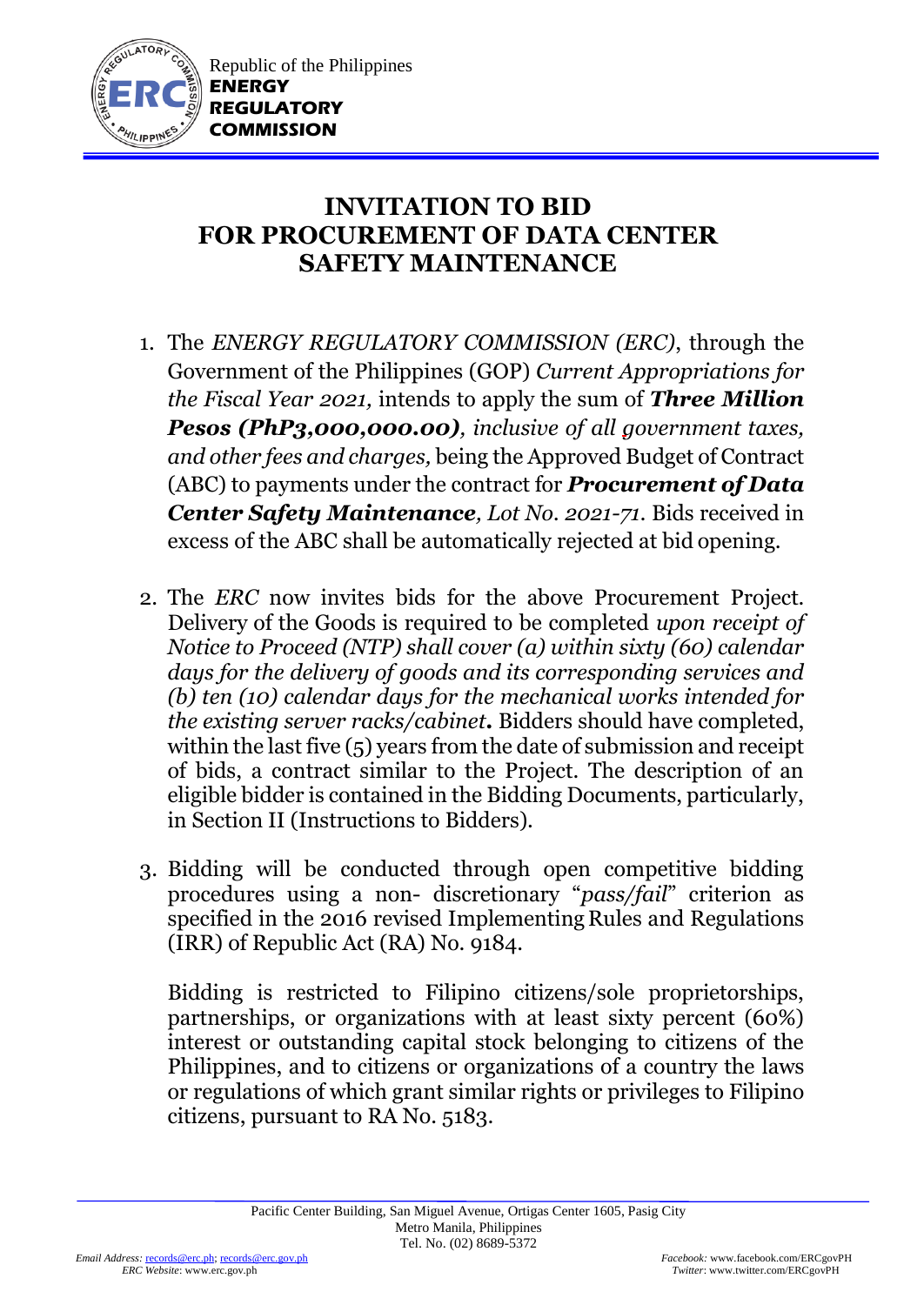Republic of the Philippines
**ENERGY REGULATORY COMMISSION**

# INVITATION TO BID FOR PROCUREMENT OF DATA CENTER SAFETY MAINTENANCE

1. The *ENERGY REGULATORY COMMISSION (ERC)*, through the Government of the Philippines (GOP) *Current Appropriations for the Fiscal Year 2021,* intends to apply the sum of ***Three Million Pesos (PhP3,000,000.00)****, inclusive of all government taxes, and other fees and charges,* being the Approved Budget of Contract (ABC) to payments under the contract for ***Procurement of Data Center Safety Maintenance****, Lot No. 2021-71.* Bids received in excess of the ABC shall be automatically rejected at bid opening.

2. The *ERC* now invites bids for the above Procurement Project. Delivery of the Goods is required to be completed *upon receipt of Notice to Proceed (NTP) shall cover (a) within sixty (60) calendar days for the delivery of goods and its corresponding services and (b) ten (10) calendar days for the mechanical works intended for the existing server racks/cabinet***.** Bidders should have completed, within the last five (5) years from the date of submission and receipt of bids, a contract similar to the Project. The description of an eligible bidder is contained in the Bidding Documents, particularly, in Section II (Instructions to Bidders).

3. Bidding will be conducted through open competitive bidding procedures using a non- discretionary "*pass/fail*" criterion as specified in the 2016 revised Implementing Rules and Regulations (IRR) of Republic Act (RA) No. 9184.

   Bidding is restricted to Filipino citizens/sole proprietorships, partnerships, or organizations with at least sixty percent (60%) interest or outstanding capital stock belonging to citizens of the Philippines, and to citizens or organizations of a country the laws or regulations of which grant similar rights or privileges to Filipino citizens, pursuant to RA No. 5183.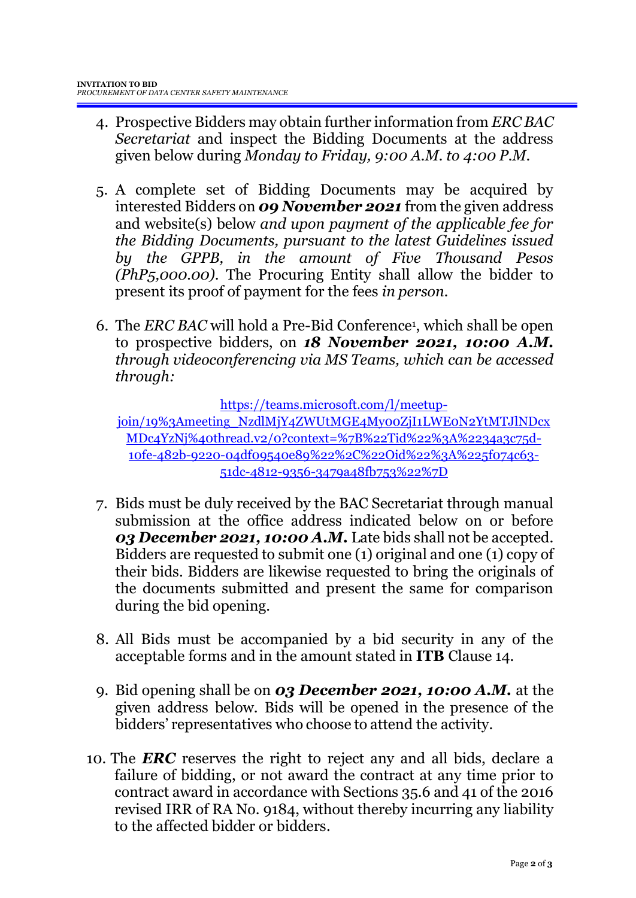4. Prospective Bidders may obtain further information from *ERC BAC Secretariat* and inspect the Bidding Documents at the address given below during *Monday to Friday, 9:00 A.M. to 4:00 P.M.*

5. A complete set of Bidding Documents may be acquired by interested Bidders on ***09 November 2021*** from the given address and website(s) below *and upon payment of the applicable fee for the Bidding Documents, pursuant to the latest Guidelines issued by the GPPB, in the amount of Five Thousand Pesos (PhP5,000.00)*. The Procuring Entity shall allow the bidder to present its proof of payment for the fees *in person.*

6. The *ERC BAC* will hold a Pre-Bid Conference[1], which shall be open to prospective bidders, on ***18 November 2021, 10:00 A.M.*** *through videoconferencing via MS Teams, which can be accessed through:*

   https://teams.microsoft.com/l/meetup-join/19%3Ameeting_NzdlMjY4ZWUtMGE4My00ZjI1LWE0N2YtMTJlNDcxMDc4YzNj%40thread.v2/0?context=%7B%22Tid%22%3A%2234a3c75d-10fe-482b-9220-04df09540e89%22%2C%22Oid%22%3A%225f074c63-51dc-4812-9356-3479a48fb753%22%7D

7. Bids must be duly received by the BAC Secretariat through manual submission at the office address indicated below on or before ***03 December 2021, 10:00 A.M.*** Late bids shall not be accepted. Bidders are requested to submit one (1) original and one (1) copy of their bids. Bidders are likewise requested to bring the originals of the documents submitted and present the same for comparison during the bid opening.

8. All Bids must be accompanied by a bid security in any of the acceptable forms and in the amount stated in **ITB** Clause 14.

9. Bid opening shall be on ***03 December 2021, 10:00 A.M.*** at the given address below. Bids will be opened in the presence of the bidders' representatives who choose to attend the activity.

10. The ***ERC*** reserves the right to reject any and all bids, declare a failure of bidding, or not award the contract at any time prior to contract award in accordance with Sections 35.6 and 41 of the 2016 revised IRR of RA No. 9184, without thereby incurring any liability to the affected bidder or bidders.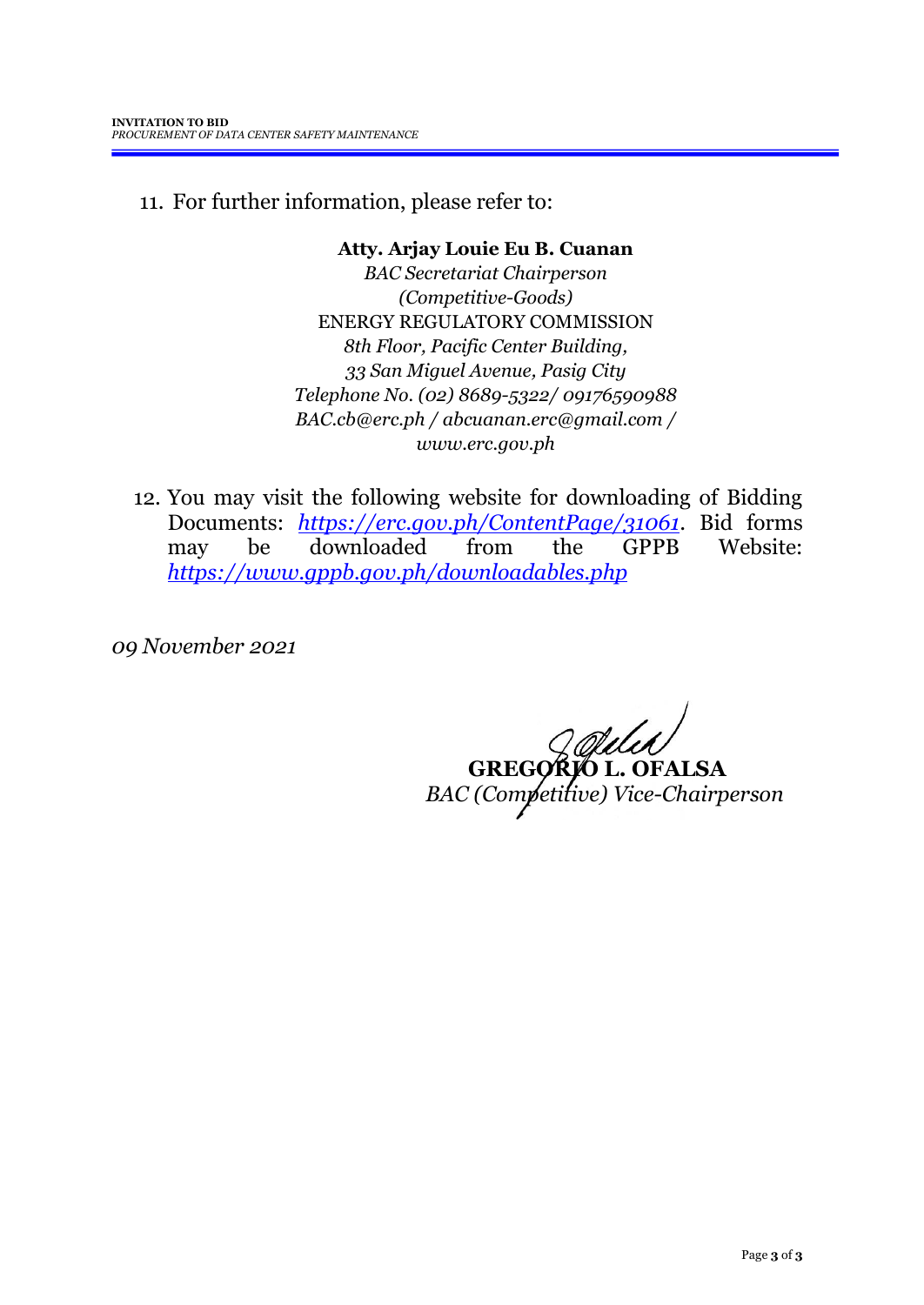11. For further information, please refer to:

**Atty. Arjay Louie Eu B. Cuanan**
*BAC Secretariat Chairperson*
*(Competitive-Goods)*
ENERGY REGULATORY COMMISSION
*8th Floor, Pacific Center Building,*
*33 San Miguel Avenue, Pasig City*
*Telephone No. (02) 8689-5322/ 09176590988*
*BAC.cb@erc.ph / abcuanan.erc@gmail.com /*
*www.erc.gov.ph*

12. You may visit the following website for downloading of Bidding Documents: *https://erc.gov.ph/ContentPage/31061*. Bid forms may be downloaded from the GPPB Website: *https://www.gppb.gov.ph/downloadables.php*

*09 November 2021*

**GREGORIO L. OFALSA**
*BAC (Competitive) Vice-Chairperson*